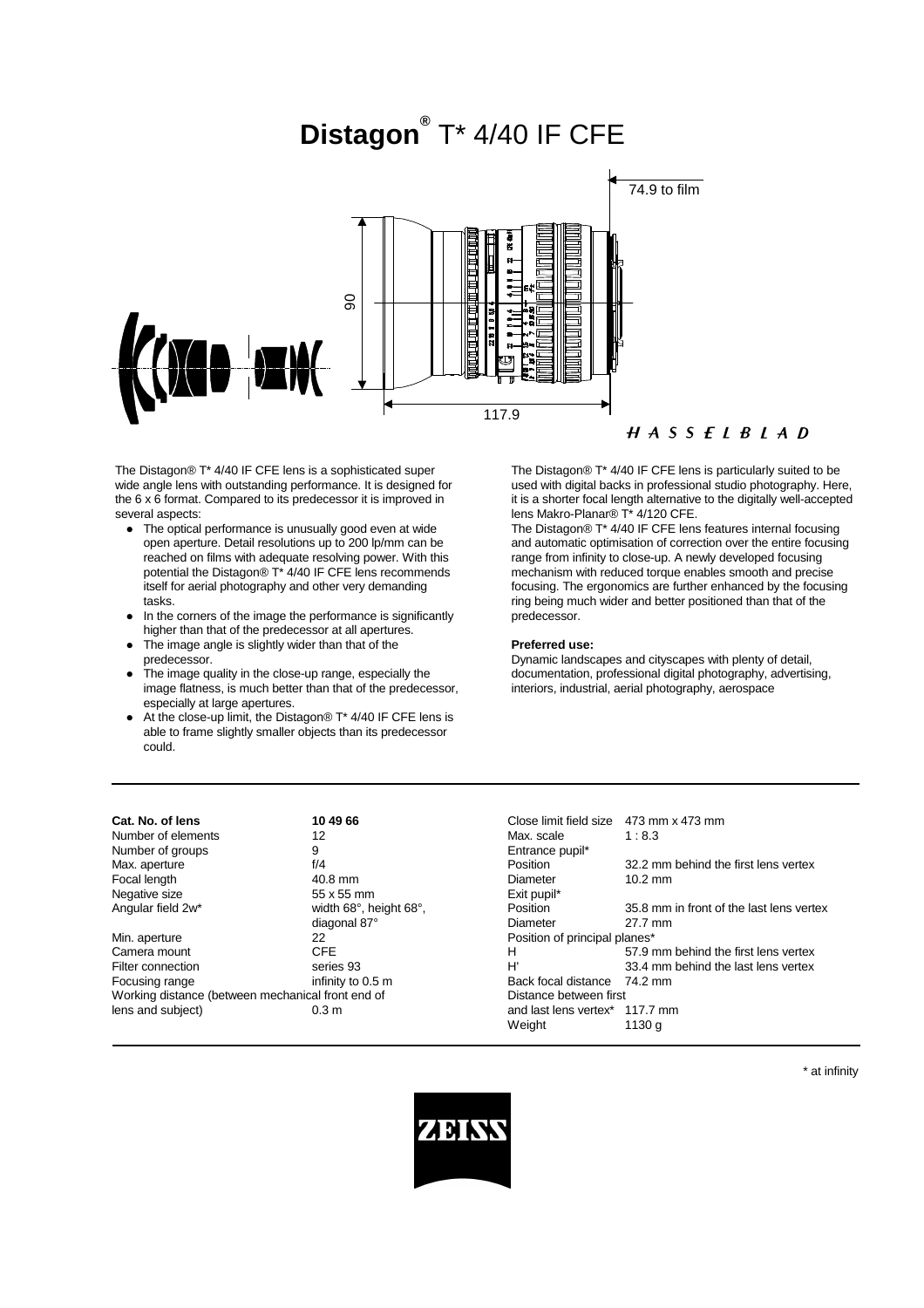# Distagon® T* 4/40 IF CFE

74.9 to film

90

117.9

HASSELBLAD

The Distagon® T* 4/40 IF CFE lens is a sophisticated super wide angle lens with outstanding performance. It is designed for the 6 x 6 format. Compared to its predecessor it is improved in several aspects:

- The optical performance is unusually good even at wide open aperture. Detail resolutions up to 200 lp/mm can be reached on films with adequate resolving power. With this potential the Distagon® T* 4/40 IF CFE lens recommends itself for aerial photography and other very demanding tasks.
- In the corners of the image the performance is significantly higher than that of the predecessor at all apertures.
- The image angle is slightly wider than that of the predecessor.
- The image quality in the close-up range, especially the image flatness, is much better than that of the predecessor, especially at large apertures.
- At the close-up limit, the Distagon® T* 4/40 IF CFE lens is able to frame slightly smaller objects than its predecessor could.

The Distagon® T* 4/40 IF CFE lens is particularly suited to be used with digital backs in professional studio photography. Here, it is a shorter focal length alternative to the digitally well-accepted lens Makro-Planar® T* 4/120 CFE.

The Distagon® T* 4/40 IF CFE lens features internal focusing and automatic optimisation of correction over the entire focusing range from infinity to close-up. A newly developed focusing mechanism with reduced torque enables smooth and precise focusing. The ergonomics are further enhanced by the focusing ring being much wider and better positioned than that of the predecessor.

**Preferred use:**

Dynamic landscapes and cityscapes with plenty of detail, documentation, professional digital photography, advertising, interiors, industrial, aerial photography, aerospace

| **Cat. No. of lens** | **10 49 66** |
|---|---|
| Number of elements | 12 |
| Number of groups | 9 |
| Max. aperture | f/4 |
| Focal length | 40.8 mm |
| Negative size | 55 x 55 mm |
| Angular field 2w* | width 68°, height 68°, diagonal 87° |
| Min. aperture | 22 |
| Camera mount | CFE |
| Filter connection | series 93 |
| Focusing range | infinity to 0.5 m |
| Working distance (between mechanical front end of lens and subject) | 0.3 m |

| | |
|---|---|
| Close limit field size | 473 mm x 473 mm |
| Max. scale | 1 : 8.3 |
| Entrance pupil* | |
| Position | 32.2 mm behind the first lens vertex |
| Diameter | 10.2 mm |
| Exit pupil* | |
| Position | 35.8 mm in front of the last lens vertex |
| Diameter | 27.7 mm |
| Position of principal planes* | |
| H | 57.9 mm behind the first lens vertex |
| H' | 33.4 mm behind the last lens vertex |
| Back focal distance | 74.2 mm |
| Distance between first and last lens vertex* | 117.7 mm |
| Weight | 1130 g |

\* at infinity

ZEISS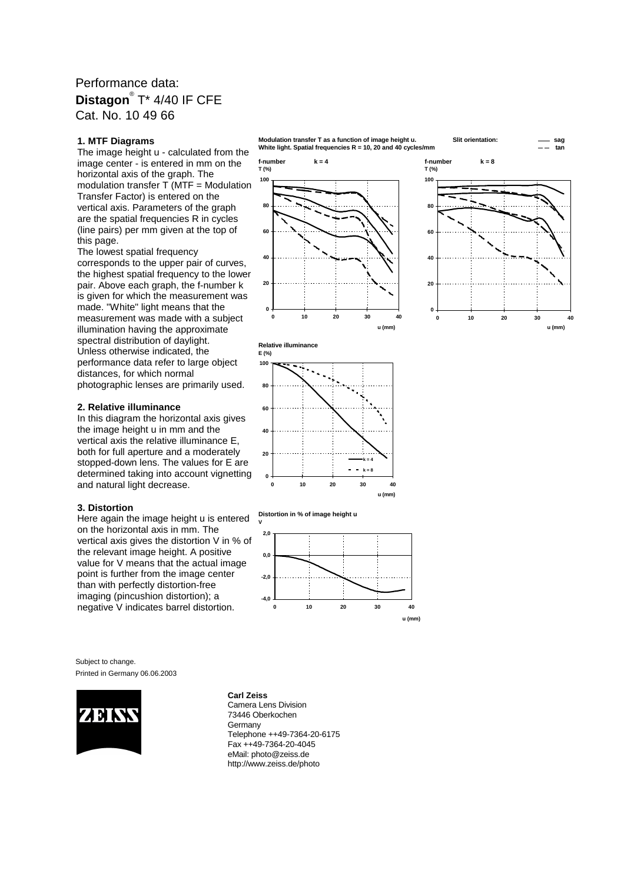Performance data:
**Distagon® T* 4/40 IF CFE**
Cat. No. 10 49 66

### 1. MTF Diagrams

The image height u - calculated from the image center - is entered in mm on the horizontal axis of the graph. The modulation transfer T (MTF = Modulation Transfer Factor) is entered on the vertical axis. Parameters of the graph are the spatial frequencies R in cycles (line pairs) per mm given at the top of this page.
The lowest spatial frequency corresponds to the upper pair of curves, the highest spatial frequency to the lower pair. Above each graph, the f-number k is given for which the measurement was made. "White" light means that the measurement was made with a subject illumination having the approximate spectral distribution of daylight.
Unless otherwise indicated, the performance data refer to large object distances, for which normal photographic lenses are primarily used.

### 2. Relative illuminance

In this diagram the horizontal axis gives the image height u in mm and the vertical axis the relative illuminance E, both for full aperture and a moderately stopped-down lens. The values for E are determined taking into account vignetting and natural light decrease.

### 3. Distortion

Here again the image height u is entered on the horizontal axis in mm. The vertical axis gives the distortion V in % of the relevant image height. A positive value for V means that the actual image point is further from the image center than with perfectly distortion-free imaging (pincushion distortion); a negative V indicates barrel distortion.

**Modulation transfer T as a function of image height u.**
**White light. Spatial frequencies R = 10, 20 and 40 cycles/mm**
**Slit orientation:** —— sag – – tan

f-number k = 4
T (%)
100
80
60
40
20
0
0 10 20 30 40
u (mm)

f-number k = 8
T (%)
100
80
60
40
20
0
0 10 20 30 40
u (mm)

**Relative illuminance**
E (%)
100
80
60
40
20
0
0 10 20 30 40
u (mm)
k = 4
k = 8

**Distortion in % of image height u**
V
2,0
0,0
-2,0
-4,0
0 10 20 30 40
u (mm)

Subject to change.
Printed in Germany 06.06.2003

**Carl Zeiss**
Camera Lens Division
73446 Oberkochen
Germany
Telephone ++49-7364-20-6175
Fax ++49-7364-20-4045
eMail: photo@zeiss.de
http://www.zeiss.de/photo